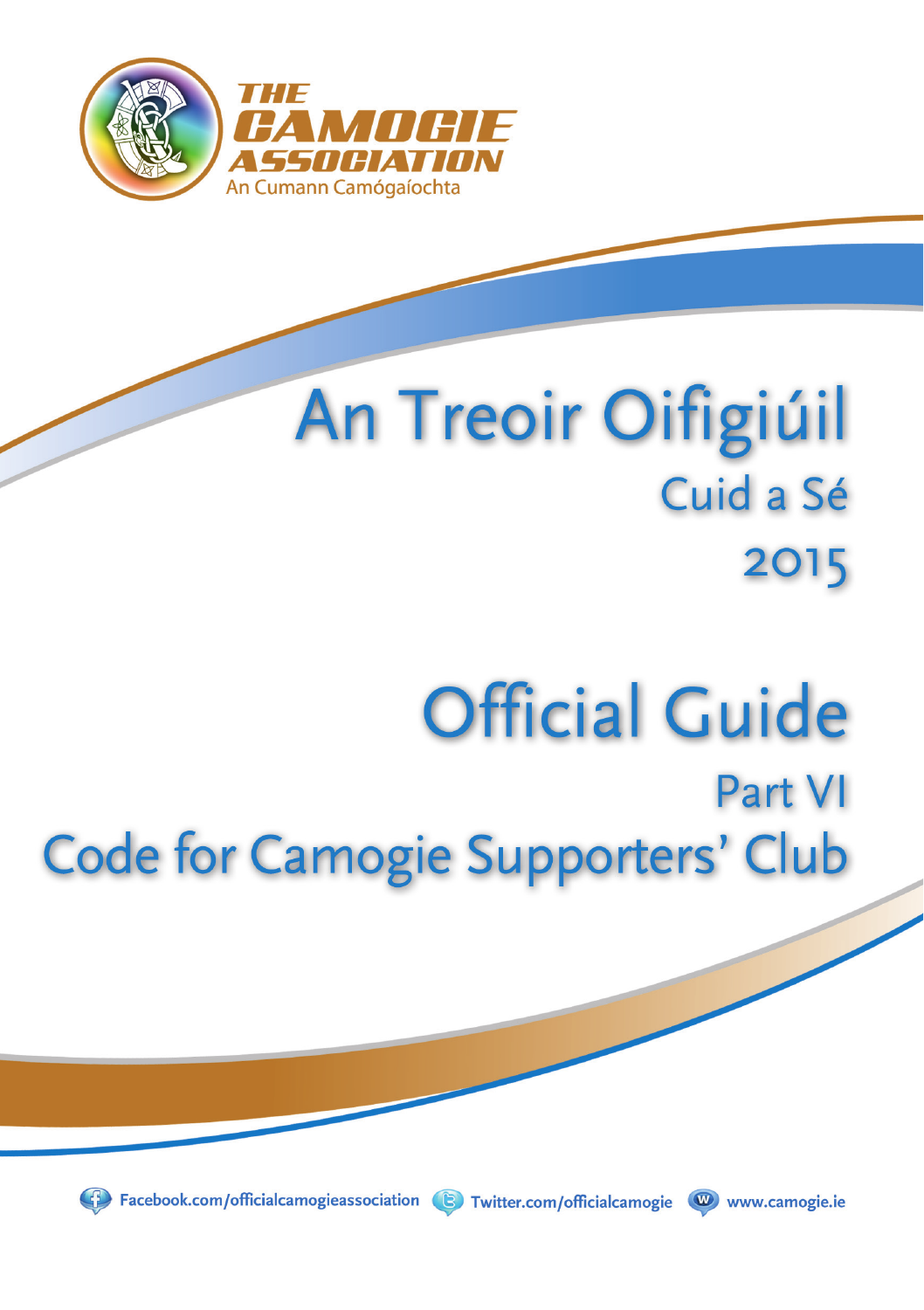THE CAMOGIE ASSOCIATION

An Cumann Camógaíochta

# An Treoir Oifigiúil

## Cuid a Sé

## 2015

# Official Guide

## Part VI

## Code for Camogie Supporters' Club

Facebook.com/officialcamogieassociation Twitter.com/officialcamogie www.camogie.ie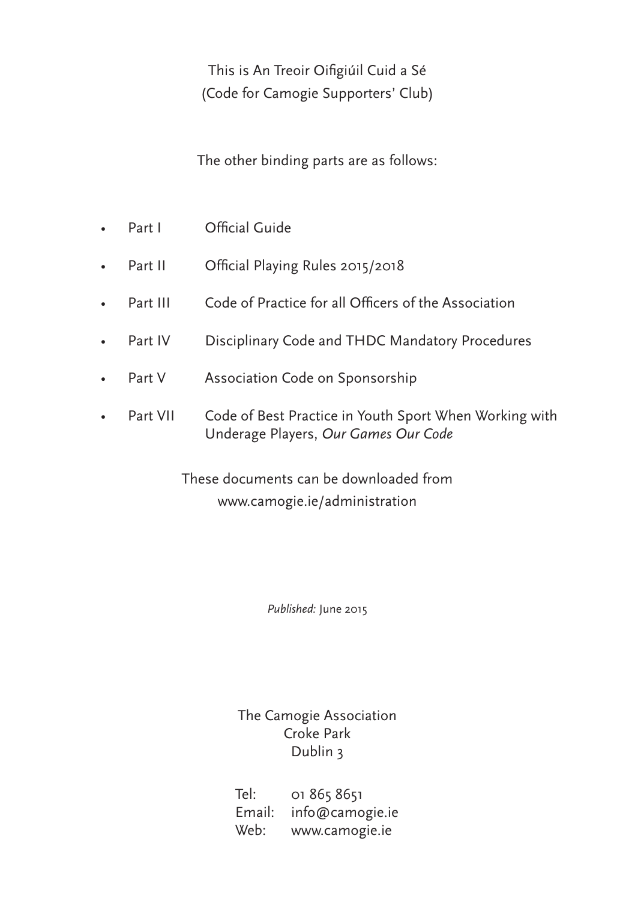This is An Treoir Oifigiúil Cuid a Sé
(Code for Camogie Supporters' Club)

The other binding parts are as follows:

- Part I — Official Guide
- Part II — Official Playing Rules 2015/2018
- Part III — Code of Practice for all Officers of the Association
- Part IV — Disciplinary Code and THDC Mandatory Procedures
- Part V — Association Code on Sponsorship
- Part VII — Code of Best Practice in Youth Sport When Working with Underage Players, *Our Games Our Code*

These documents can be downloaded from
www.camogie.ie/administration

*Published:* June 2015

The Camogie Association
Croke Park
Dublin 3

Tel: 01 865 8651
Email: info@camogie.ie
Web: www.camogie.ie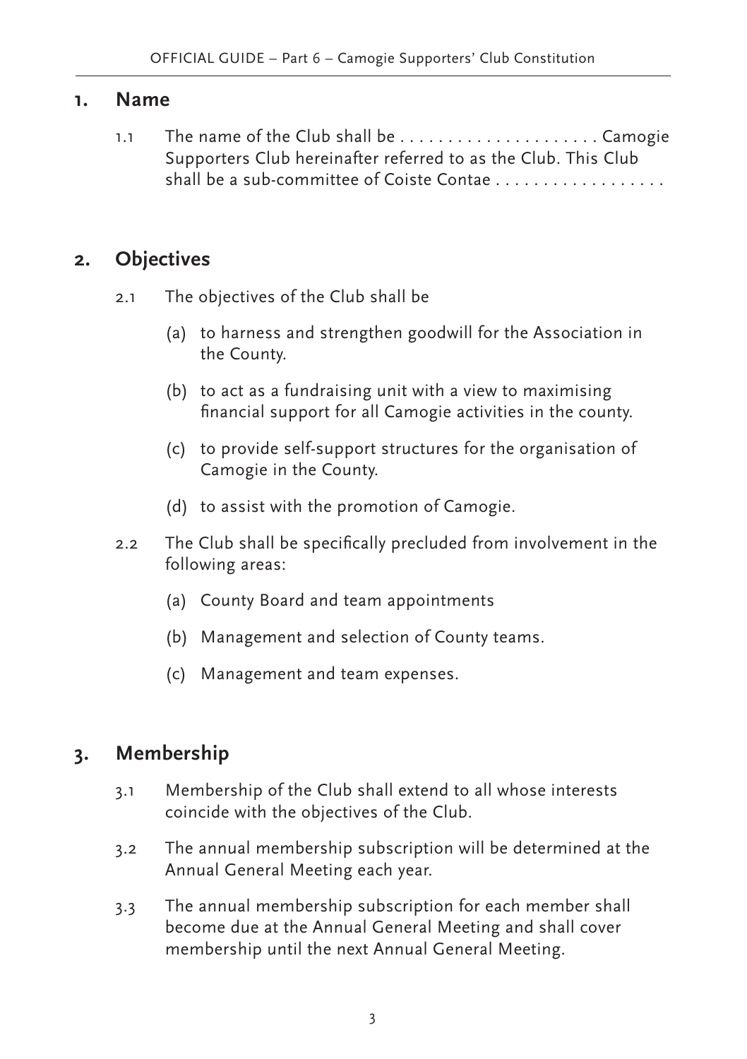## 1. Name

1.1 The name of the Club shall be . . . . . . . . . . . . . . . . . . . . . Camogie Supporters Club hereinafter referred to as the Club. This Club shall be a sub-committee of Coiste Contae . . . . . . . . . . . . . . . . . .

## 2. Objectives

2.1 The objectives of the Club shall be

- (a) to harness and strengthen goodwill for the Association in the County.
- (b) to act as a fundraising unit with a view to maximising financial support for all Camogie activities in the county.
- (c) to provide self-support structures for the organisation of Camogie in the County.
- (d) to assist with the promotion of Camogie.

2.2 The Club shall be specifically precluded from involvement in the following areas:

- (a) County Board and team appointments
- (b) Management and selection of County teams.
- (c) Management and team expenses.

## 3. Membership

3.1 Membership of the Club shall extend to all whose interests coincide with the objectives of the Club.

3.2 The annual membership subscription will be determined at the Annual General Meeting each year.

3.3 The annual membership subscription for each member shall become due at the Annual General Meeting and shall cover membership until the next Annual General Meeting.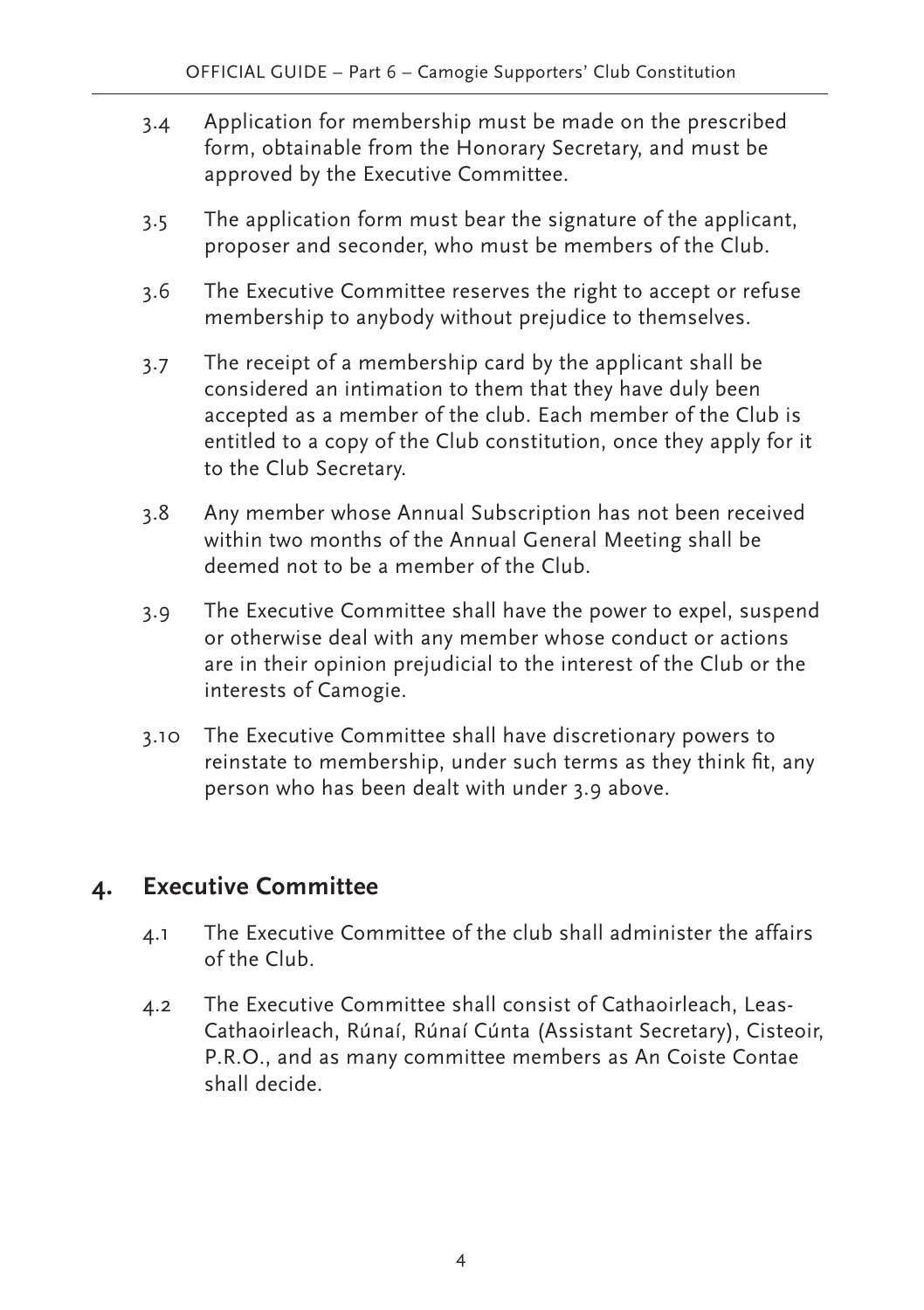3.4 Application for membership must be made on the prescribed form, obtainable from the Honorary Secretary, and must be approved by the Executive Committee.

3.5 The application form must bear the signature of the applicant, proposer and seconder, who must be members of the Club.

3.6 The Executive Committee reserves the right to accept or refuse membership to anybody without prejudice to themselves.

3.7 The receipt of a membership card by the applicant shall be considered an intimation to them that they have duly been accepted as a member of the club. Each member of the Club is entitled to a copy of the Club constitution, once they apply for it to the Club Secretary.

3.8 Any member whose Annual Subscription has not been received within two months of the Annual General Meeting shall be deemed not to be a member of the Club.

3.9 The Executive Committee shall have the power to expel, suspend or otherwise deal with any member whose conduct or actions are in their opinion prejudicial to the interest of the Club or the interests of Camogie.

3.10 The Executive Committee shall have discretionary powers to reinstate to membership, under such terms as they think fit, any person who has been dealt with under 3.9 above.

## 4. Executive Committee

4.1 The Executive Committee of the club shall administer the affairs of the Club.

4.2 The Executive Committee shall consist of Cathaoirleach, Leas-Cathaoirleach, Rúnaí, Rúnaí Cúnta (Assistant Secretary), Cisteoir, P.R.O., and as many committee members as An Coiste Contae shall decide.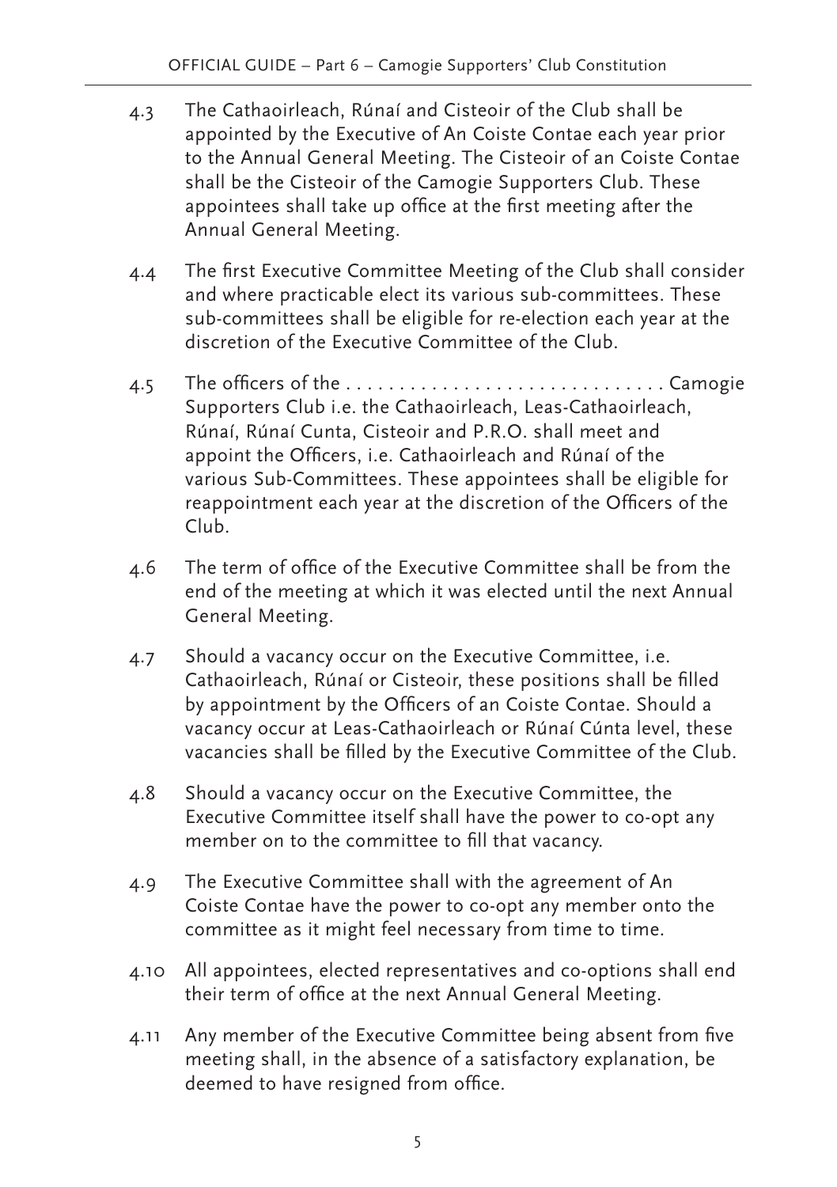4.3 The Cathaoirleach, Rúnaí and Cisteoir of the Club shall be appointed by the Executive of An Coiste Contae each year prior to the Annual General Meeting. The Cisteoir of an Coiste Contae shall be the Cisteoir of the Camogie Supporters Club. These appointees shall take up office at the first meeting after the Annual General Meeting.

4.4 The first Executive Committee Meeting of the Club shall consider and where practicable elect its various sub-committees. These sub-committees shall be eligible for re-election each year at the discretion of the Executive Committee of the Club.

4.5 The officers of the . . . . . . . . . . . . . . . . . . . . . . . . . . . . . . Camogie Supporters Club i.e. the Cathaoirleach, Leas-Cathaoirleach, Rúnaí, Rúnaí Cunta, Cisteoir and P.R.O. shall meet and appoint the Officers, i.e. Cathaoirleach and Rúnaí of the various Sub-Committees. These appointees shall be eligible for reappointment each year at the discretion of the Officers of the Club.

4.6 The term of office of the Executive Committee shall be from the end of the meeting at which it was elected until the next Annual General Meeting.

4.7 Should a vacancy occur on the Executive Committee, i.e. Cathaoirleach, Rúnaí or Cisteoir, these positions shall be filled by appointment by the Officers of an Coiste Contae. Should a vacancy occur at Leas-Cathaoirleach or Rúnaí Cúnta level, these vacancies shall be filled by the Executive Committee of the Club.

4.8 Should a vacancy occur on the Executive Committee, the Executive Committee itself shall have the power to co-opt any member on to the committee to fill that vacancy.

4.9 The Executive Committee shall with the agreement of An Coiste Contae have the power to co-opt any member onto the committee as it might feel necessary from time to time.

4.10 All appointees, elected representatives and co-options shall end their term of office at the next Annual General Meeting.

4.11 Any member of the Executive Committee being absent from five meeting shall, in the absence of a satisfactory explanation, be deemed to have resigned from office.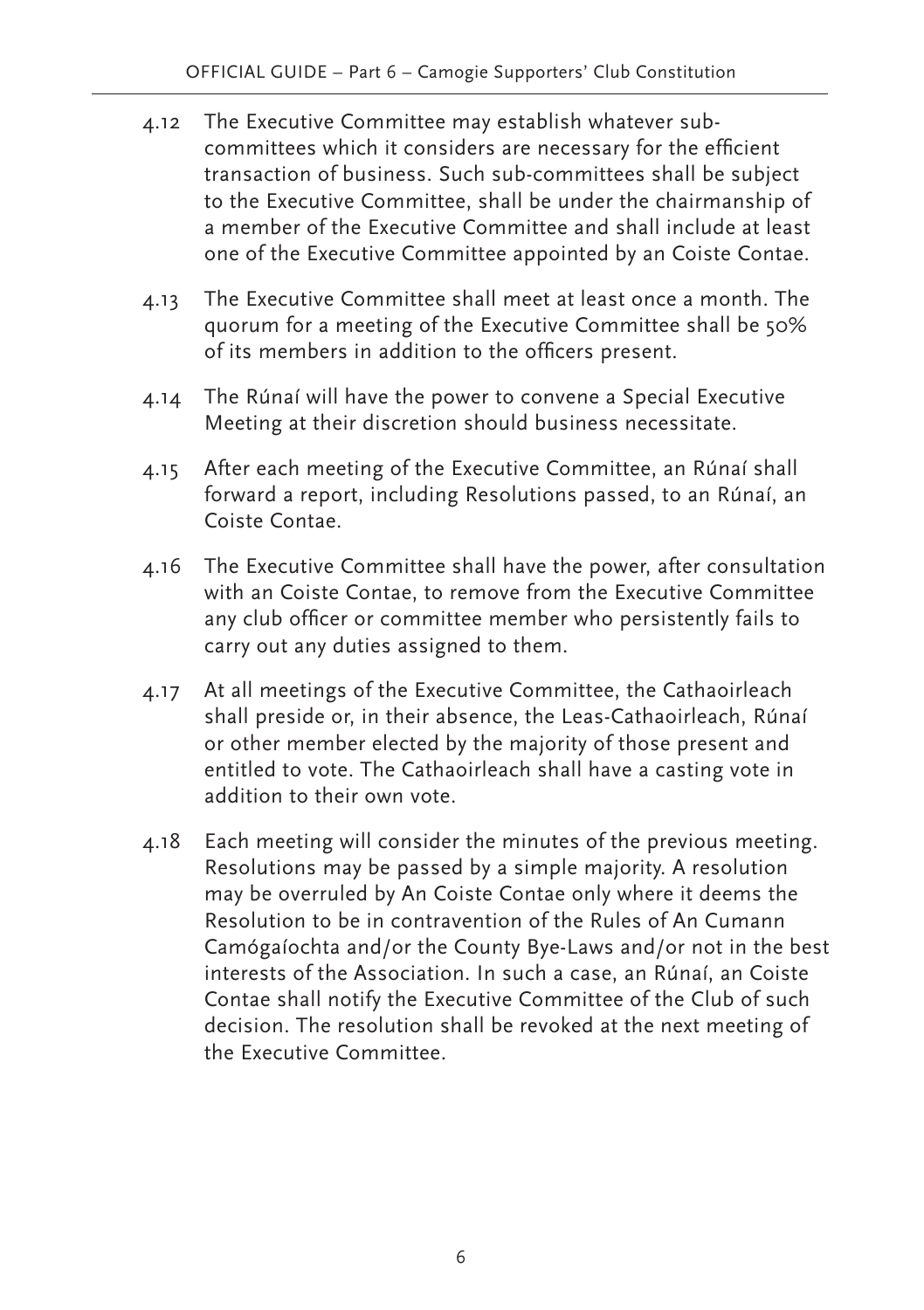4.12 The Executive Committee may establish whatever sub-committees which it considers are necessary for the efficient transaction of business. Such sub-committees shall be subject to the Executive Committee, shall be under the chairmanship of a member of the Executive Committee and shall include at least one of the Executive Committee appointed by an Coiste Contae.

4.13 The Executive Committee shall meet at least once a month. The quorum for a meeting of the Executive Committee shall be 50% of its members in addition to the officers present.

4.14 The Rúnaí will have the power to convene a Special Executive Meeting at their discretion should business necessitate.

4.15 After each meeting of the Executive Committee, an Rúnaí shall forward a report, including Resolutions passed, to an Rúnaí, an Coiste Contae.

4.16 The Executive Committee shall have the power, after consultation with an Coiste Contae, to remove from the Executive Committee any club officer or committee member who persistently fails to carry out any duties assigned to them.

4.17 At all meetings of the Executive Committee, the Cathaoirleach shall preside or, in their absence, the Leas-Cathaoirleach, Rúnaí or other member elected by the majority of those present and entitled to vote. The Cathaoirleach shall have a casting vote in addition to their own vote.

4.18 Each meeting will consider the minutes of the previous meeting. Resolutions may be passed by a simple majority. A resolution may be overruled by An Coiste Contae only where it deems the Resolution to be in contravention of the Rules of An Cumann Camógaíochta and/or the County Bye-Laws and/or not in the best interests of the Association. In such a case, an Rúnaí, an Coiste Contae shall notify the Executive Committee of the Club of such decision. The resolution shall be revoked at the next meeting of the Executive Committee.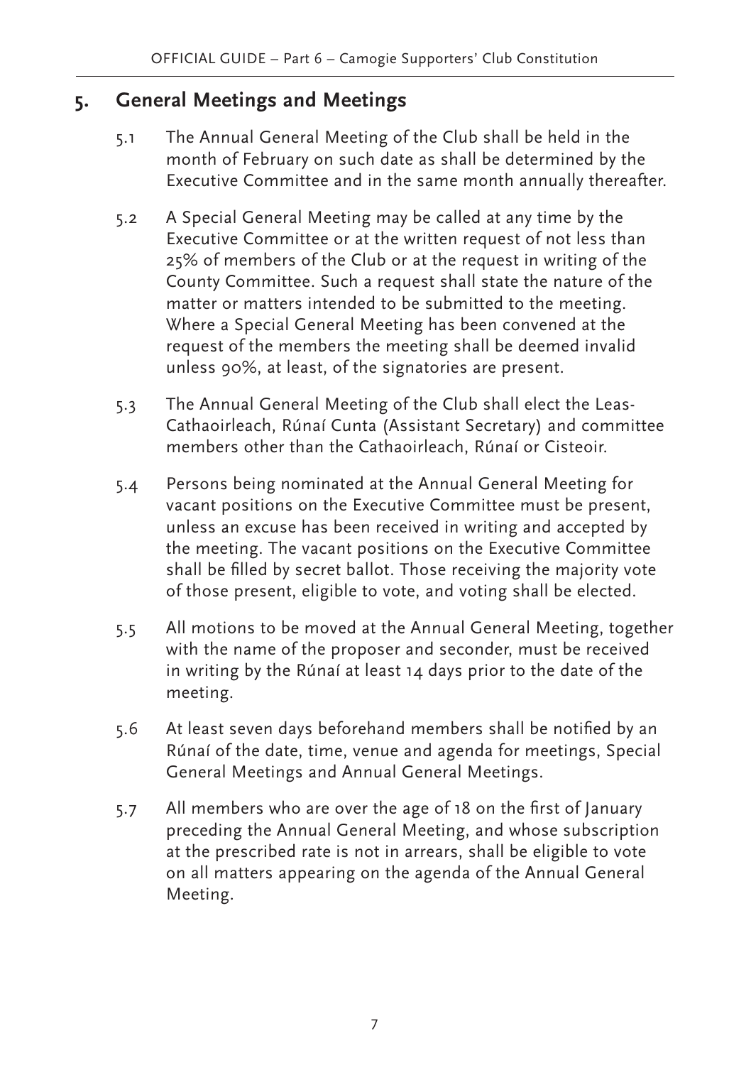## 5. General Meetings and Meetings

5.1 The Annual General Meeting of the Club shall be held in the month of February on such date as shall be determined by the Executive Committee and in the same month annually thereafter.

5.2 A Special General Meeting may be called at any time by the Executive Committee or at the written request of not less than 25% of members of the Club or at the request in writing of the County Committee. Such a request shall state the nature of the matter or matters intended to be submitted to the meeting. Where a Special General Meeting has been convened at the request of the members the meeting shall be deemed invalid unless 90%, at least, of the signatories are present.

5.3 The Annual General Meeting of the Club shall elect the Leas-Cathaoirleach, Rúnaí Cunta (Assistant Secretary) and committee members other than the Cathaoirleach, Rúnaí or Cisteoir.

5.4 Persons being nominated at the Annual General Meeting for vacant positions on the Executive Committee must be present, unless an excuse has been received in writing and accepted by the meeting. The vacant positions on the Executive Committee shall be filled by secret ballot. Those receiving the majority vote of those present, eligible to vote, and voting shall be elected.

5.5 All motions to be moved at the Annual General Meeting, together with the name of the proposer and seconder, must be received in writing by the Rúnaí at least 14 days prior to the date of the meeting.

5.6 At least seven days beforehand members shall be notified by an Rúnaí of the date, time, venue and agenda for meetings, Special General Meetings and Annual General Meetings.

5.7 All members who are over the age of 18 on the first of January preceding the Annual General Meeting, and whose subscription at the prescribed rate is not in arrears, shall be eligible to vote on all matters appearing on the agenda of the Annual General Meeting.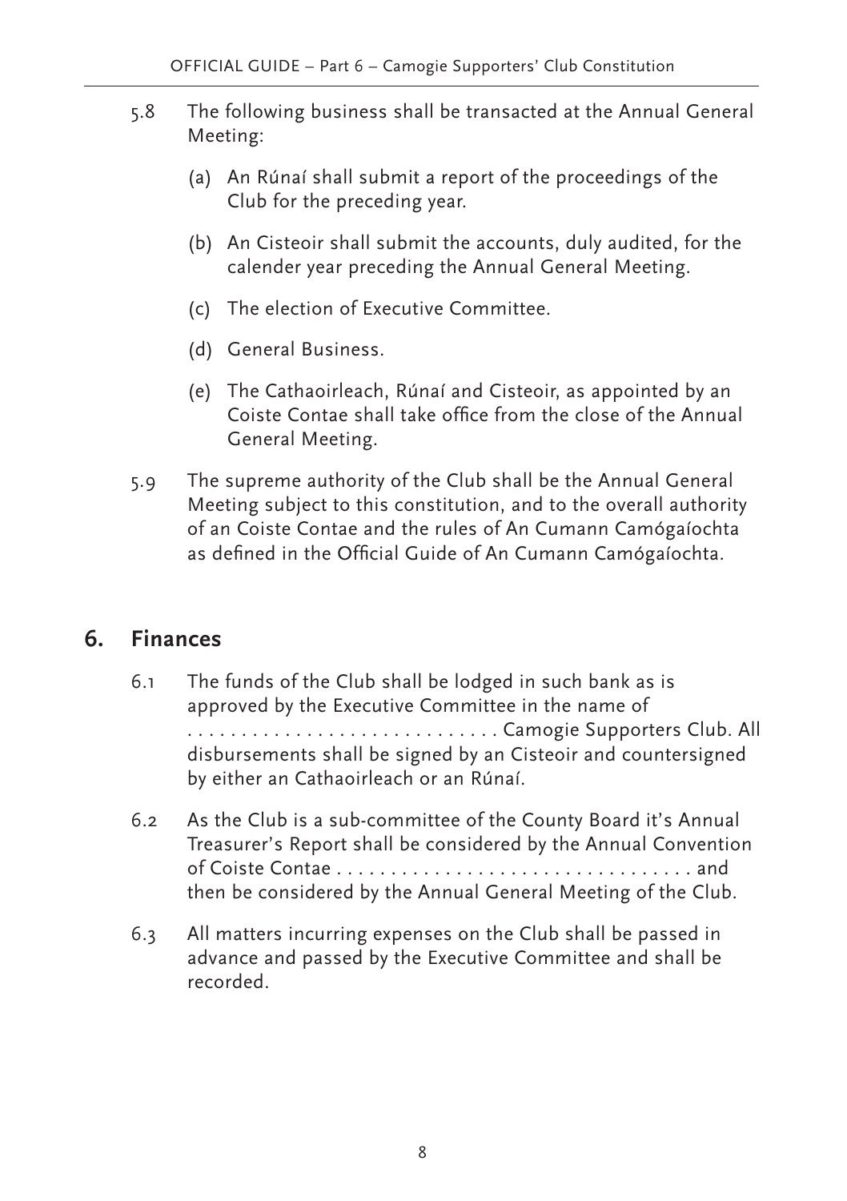5.8 The following business shall be transacted at the Annual General Meeting:

(a) An Rúnaí shall submit a report of the proceedings of the Club for the preceding year.

(b) An Cisteoir shall submit the accounts, duly audited, for the calender year preceding the Annual General Meeting.

(c) The election of Executive Committee.

(d) General Business.

(e) The Cathaoirleach, Rúnaí and Cisteoir, as appointed by an Coiste Contae shall take office from the close of the Annual General Meeting.

5.9 The supreme authority of the Club shall be the Annual General Meeting subject to this constitution, and to the overall authority of an Coiste Contae and the rules of An Cumann Camógaíochta as defined in the Official Guide of An Cumann Camógaíochta.

## 6. Finances

6.1 The funds of the Club shall be lodged in such bank as is approved by the Executive Committee in the name of ............................ Camogie Supporters Club. All disbursements shall be signed by an Cisteoir and countersigned by either an Cathaoirleach or an Rúnaí.

6.2 As the Club is a sub-committee of the County Board it's Annual Treasurer's Report shall be considered by the Annual Convention of Coiste Contae ................................. and then be considered by the Annual General Meeting of the Club.

6.3 All matters incurring expenses on the Club shall be passed in advance and passed by the Executive Committee and shall be recorded.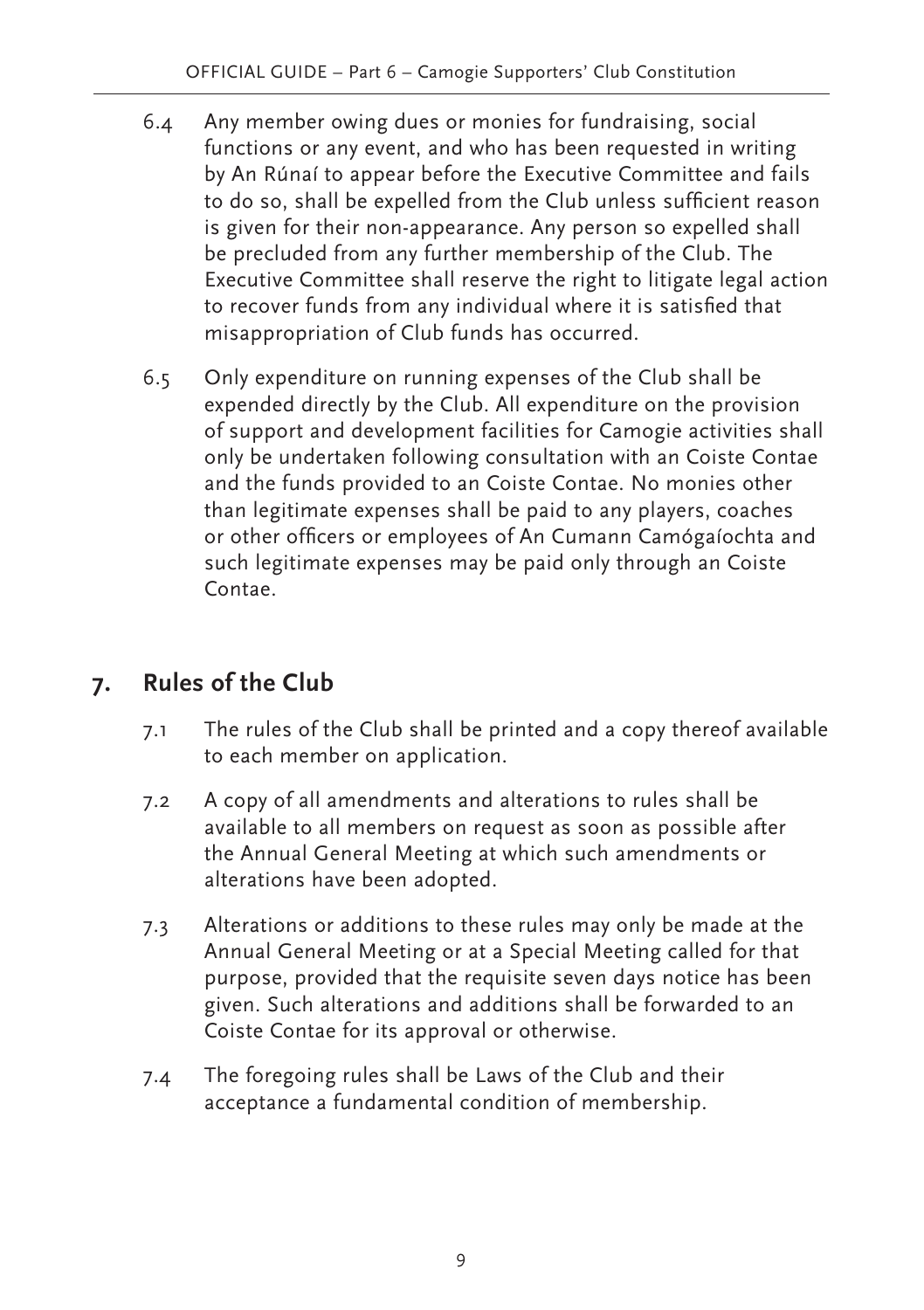6.4 Any member owing dues or monies for fundraising, social functions or any event, and who has been requested in writing by An Rúnaí to appear before the Executive Committee and fails to do so, shall be expelled from the Club unless sufficient reason is given for their non-appearance. Any person so expelled shall be precluded from any further membership of the Club. The Executive Committee shall reserve the right to litigate legal action to recover funds from any individual where it is satisfied that misappropriation of Club funds has occurred.

6.5 Only expenditure on running expenses of the Club shall be expended directly by the Club. All expenditure on the provision of support and development facilities for Camogie activities shall only be undertaken following consultation with an Coiste Contae and the funds provided to an Coiste Contae. No monies other than legitimate expenses shall be paid to any players, coaches or other officers or employees of An Cumann Camógaíochta and such legitimate expenses may be paid only through an Coiste Contae.

## 7. Rules of the Club

7.1 The rules of the Club shall be printed and a copy thereof available to each member on application.

7.2 A copy of all amendments and alterations to rules shall be available to all members on request as soon as possible after the Annual General Meeting at which such amendments or alterations have been adopted.

7.3 Alterations or additions to these rules may only be made at the Annual General Meeting or at a Special Meeting called for that purpose, provided that the requisite seven days notice has been given. Such alterations and additions shall be forwarded to an Coiste Contae for its approval or otherwise.

7.4 The foregoing rules shall be Laws of the Club and their acceptance a fundamental condition of membership.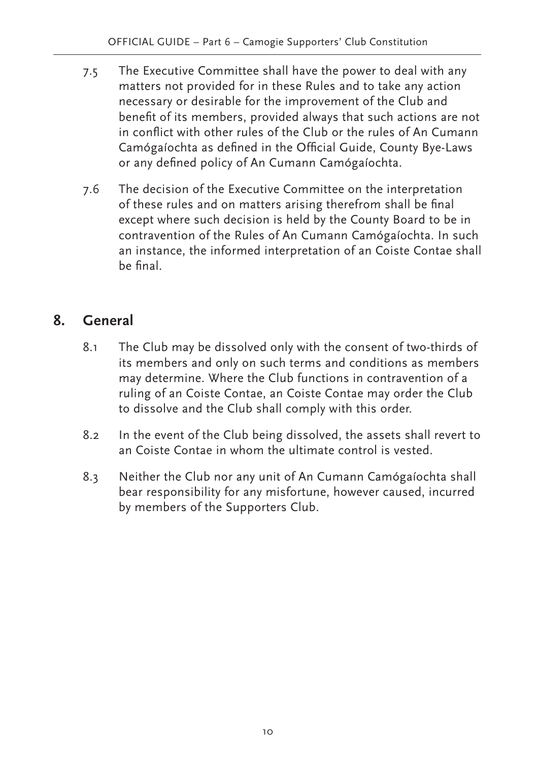7.5 The Executive Committee shall have the power to deal with any matters not provided for in these Rules and to take any action necessary or desirable for the improvement of the Club and benefit of its members, provided always that such actions are not in conflict with other rules of the Club or the rules of An Cumann Camógaíochta as defined in the Official Guide, County Bye-Laws or any defined policy of An Cumann Camógaíochta.

7.6 The decision of the Executive Committee on the interpretation of these rules and on matters arising therefrom shall be final except where such decision is held by the County Board to be in contravention of the Rules of An Cumann Camógaíochta. In such an instance, the informed interpretation of an Coiste Contae shall be final.

## 8. General

8.1 The Club may be dissolved only with the consent of two-thirds of its members and only on such terms and conditions as members may determine. Where the Club functions in contravention of a ruling of an Coiste Contae, an Coiste Contae may order the Club to dissolve and the Club shall comply with this order.

8.2 In the event of the Club being dissolved, the assets shall revert to an Coiste Contae in whom the ultimate control is vested.

8.3 Neither the Club nor any unit of An Cumann Camógaíochta shall bear responsibility for any misfortune, however caused, incurred by members of the Supporters Club.